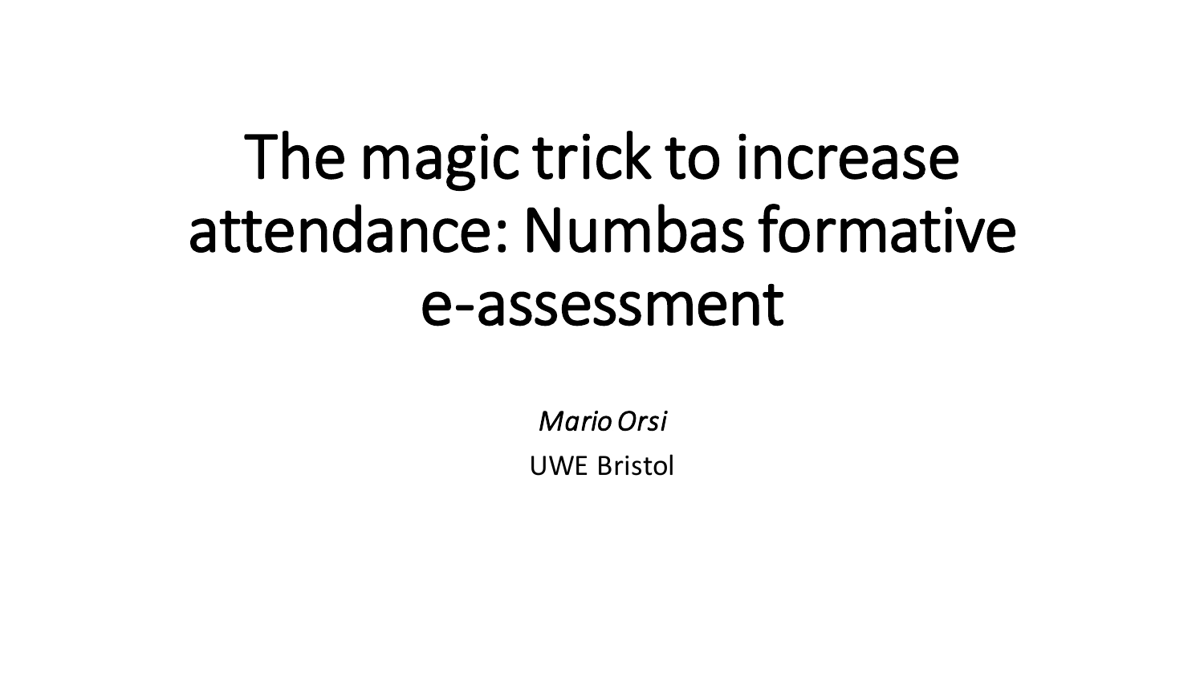# The magic trick to increase attendance: Numbas formative e-assessment

*Mario Orsi*

UWE Bristol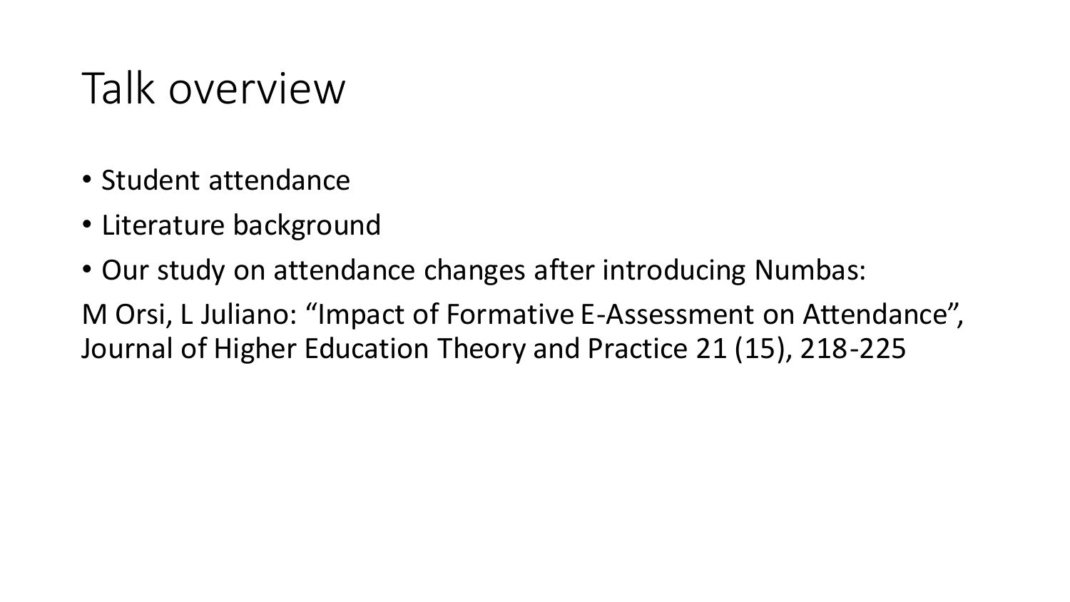# Talk overview

- Student attendance
- Literature background
- Our study on attendance changes after introducing Numbas:

M Orsi, L Juliano: “Impact of Formative E-Assessment on Attendance”, Journal of Higher Education Theory and Practice 21 (15), 218-225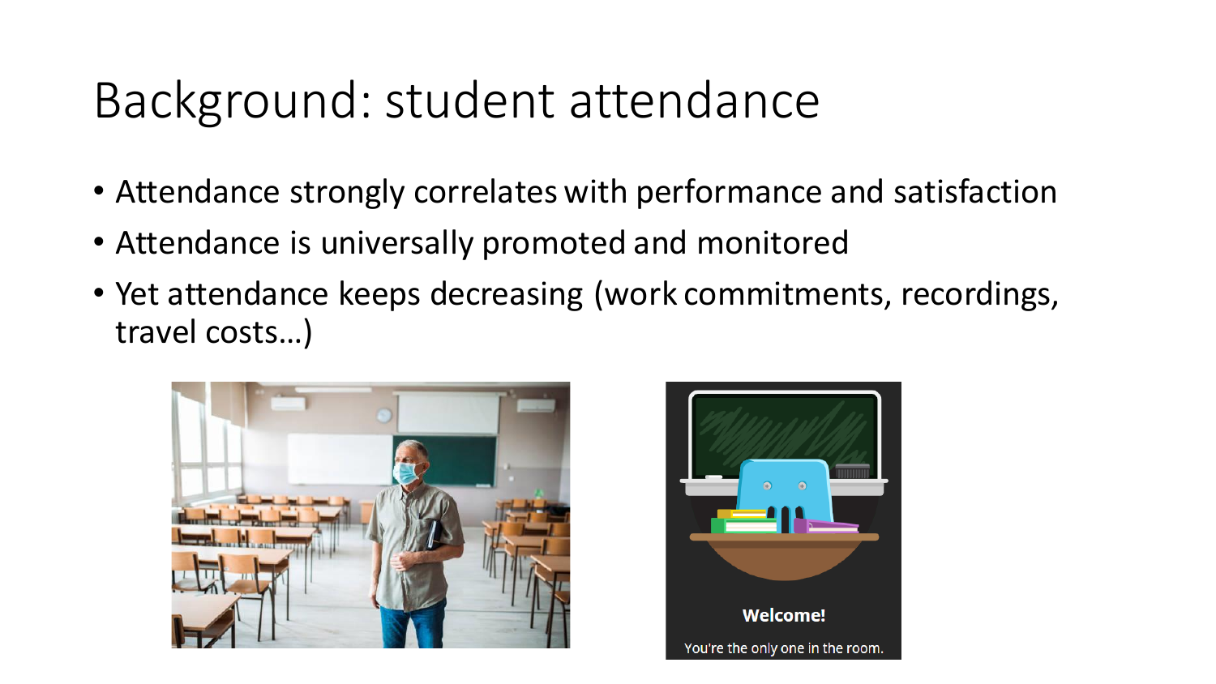# Background: student attendance

- Attendance strongly correlates with performance and satisfaction
- Attendance is universally promoted and monitored
- Yet attendance keeps decreasing (work commitments, recordings, travel costs…)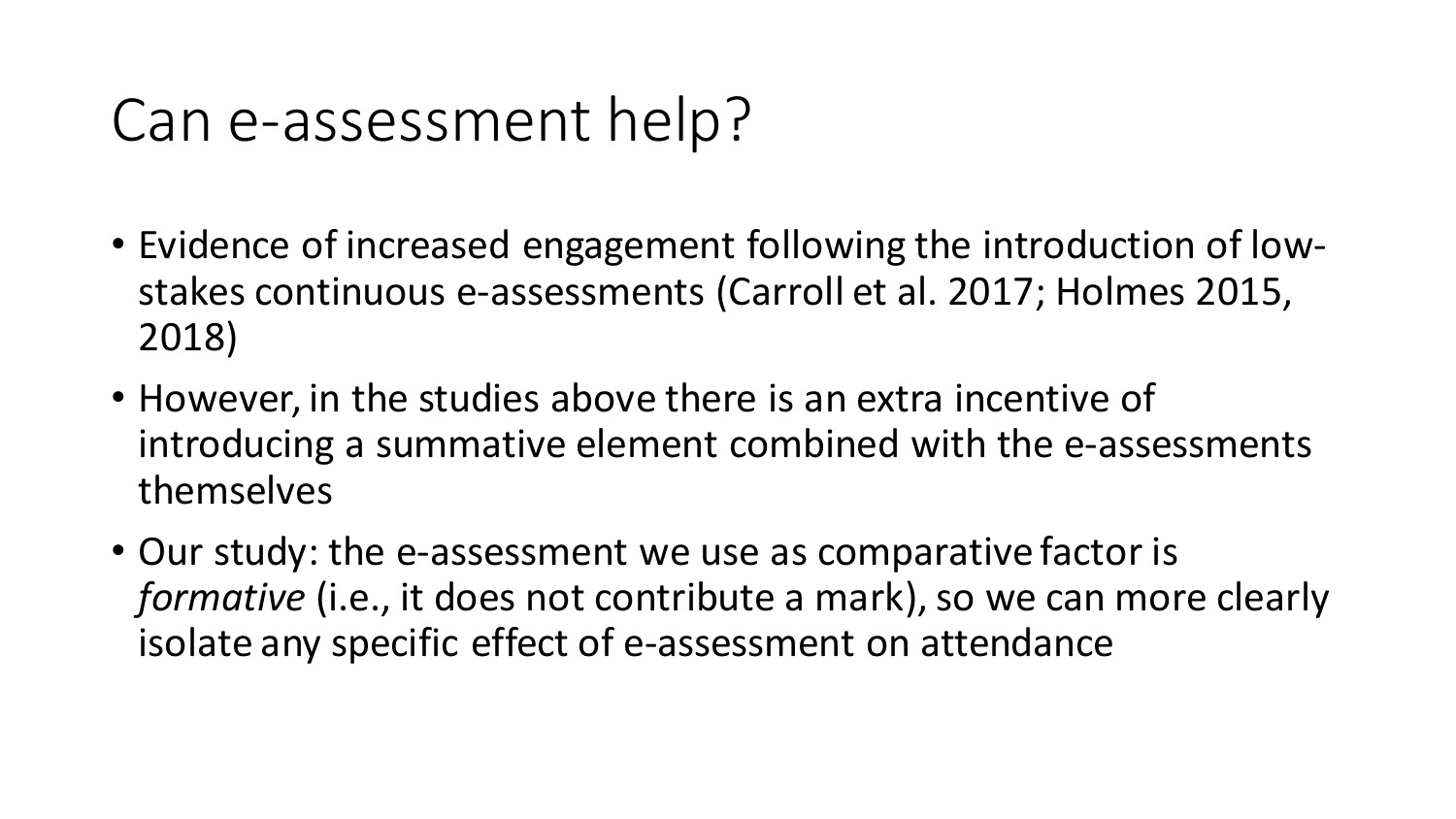# Can e-assessment help?

- Evidence of increased engagement following the introduction of low-stakes continuous e-assessments (Carroll et al. 2017; Holmes 2015, 2018)
- However, in the studies above there is an extra incentive of introducing a summative element combined with the e-assessments themselves
- Our study: the e-assessment we use as comparative factor is *formative* (i.e., it does not contribute a mark), so we can more clearly isolate any specific effect of e-assessment on attendance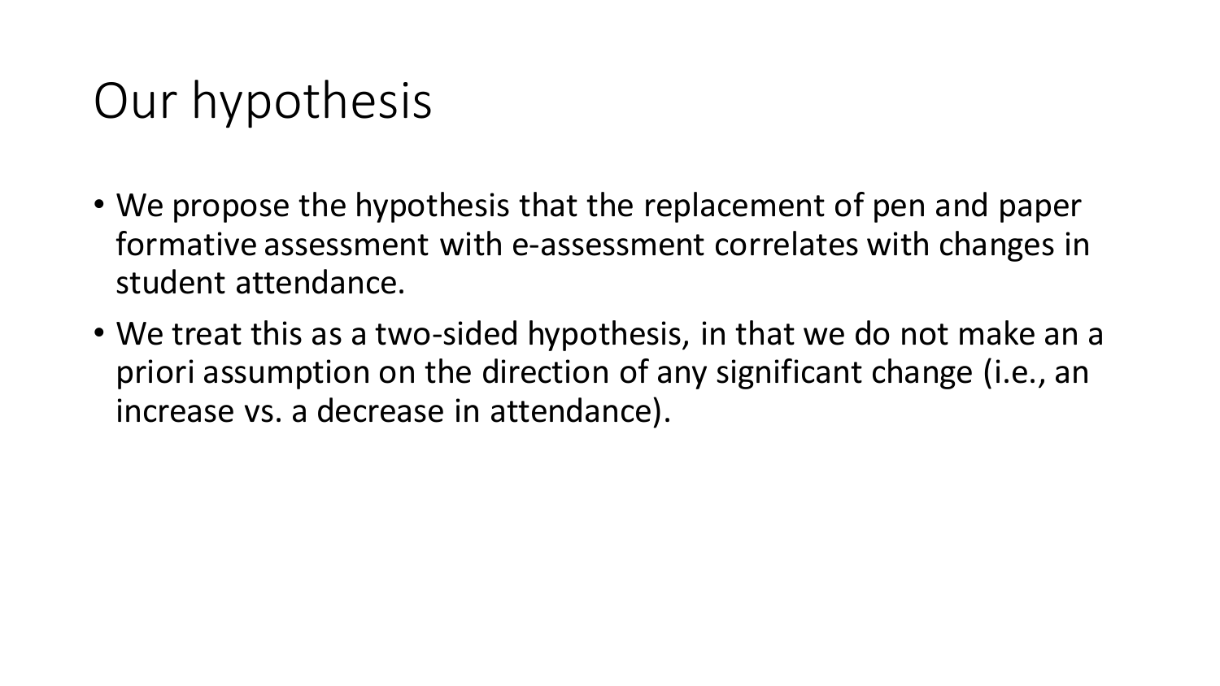# Our hypothesis

- We propose the hypothesis that the replacement of pen and paper formative assessment with e-assessment correlates with changes in student attendance.
- We treat this as a two-sided hypothesis, in that we do not make an a priori assumption on the direction of any significant change (i.e., an increase vs. a decrease in attendance).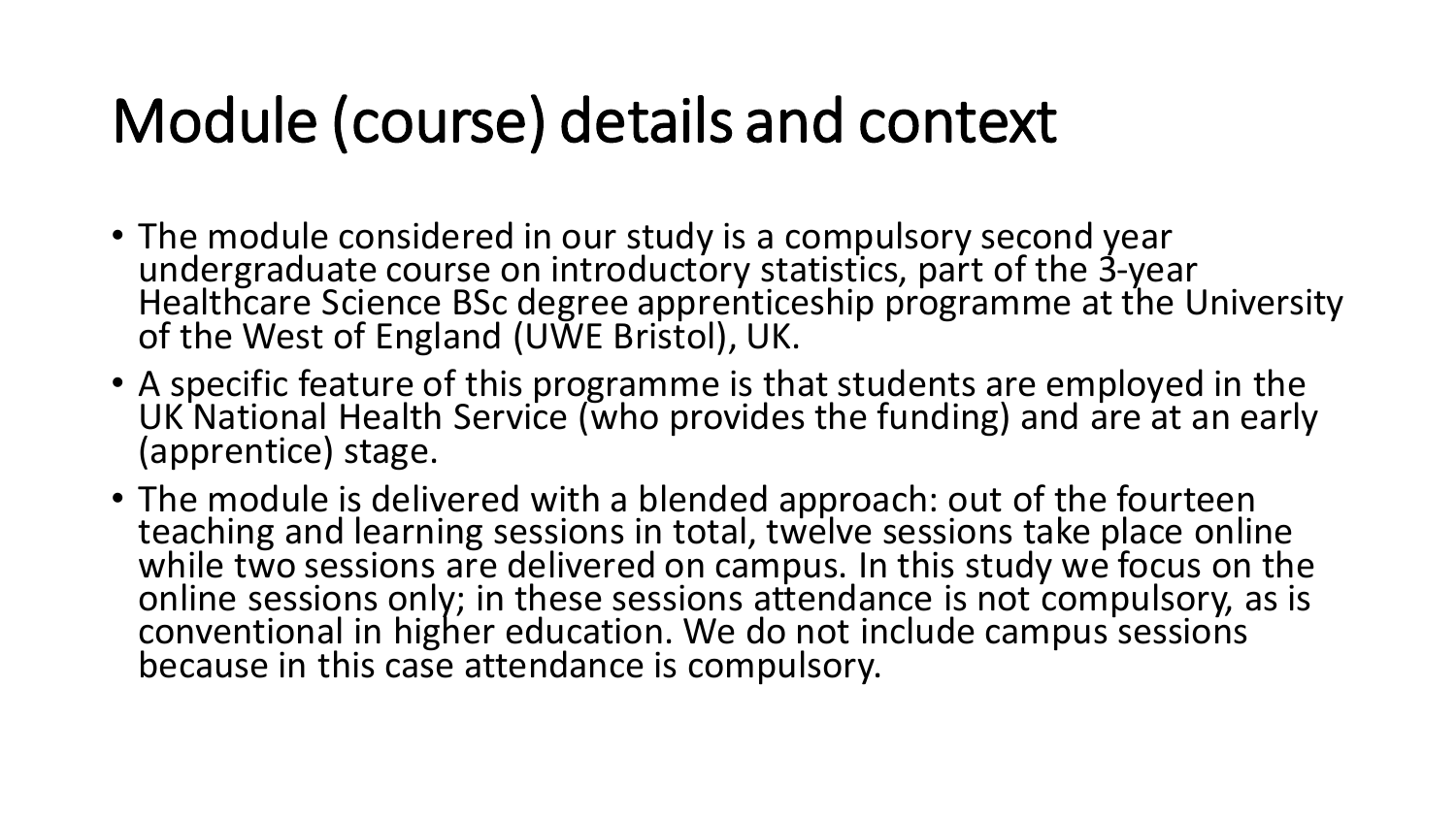# Module (course) details and context

- The module considered in our study is a compulsory second year undergraduate course on introductory statistics, part of the 3-year Healthcare Science BSc degree apprenticeship programme at the University of the West of England (UWE Bristol), UK.
- A specific feature of this programme is that students are employed in the UK National Health Service (who provides the funding) and are at an early (apprentice) stage.
- The module is delivered with a blended approach: out of the fourteen teaching and learning sessions in total, twelve sessions take place online while two sessions are delivered on campus. In this study we focus on the online sessions only; in these sessions attendance is not compulsory, as is conventional in higher education. We do not include campus sessions because in this case attendance is compulsory.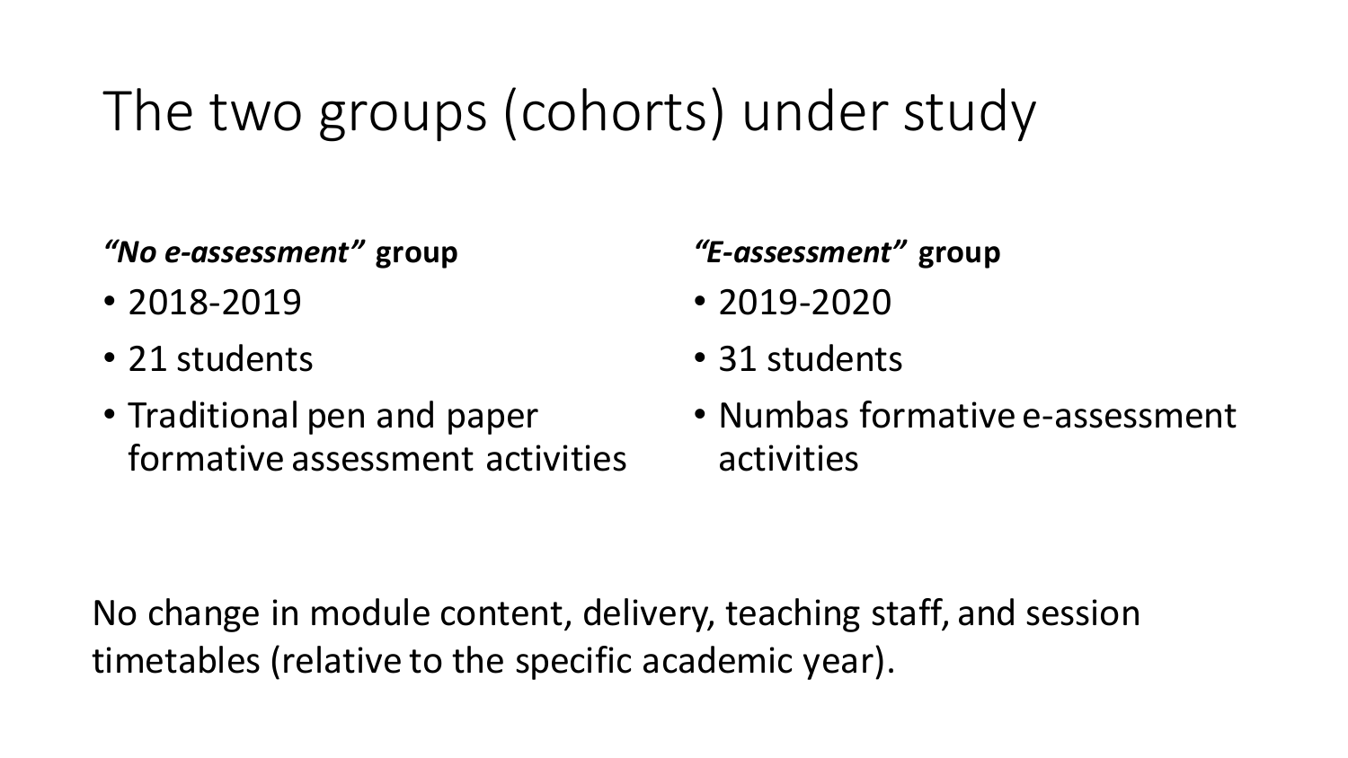# The two groups (cohorts) under study

***"No e-assessment"* group**

- 2018-2019
- 21 students
- Traditional pen and paper formative assessment activities

***"E-assessment"* group**

- 2019-2020
- 31 students
- Numbas formative e-assessment activities

No change in module content, delivery, teaching staff, and session timetables (relative to the specific academic year).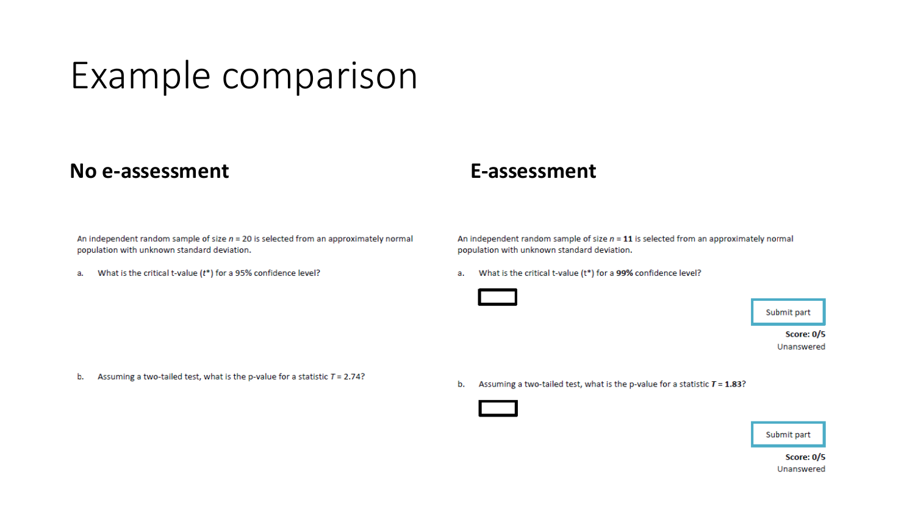# Example comparison

## No e-assessment

An independent random sample of size $n = 20$ is selected from an approximately normal population with unknown standard deviation.

a. What is the critical t-value ($t^*$) for a 95% confidence level?

b. Assuming a two-tailed test, what is the p-value for a statistic $T = 2.74$?

## E-assessment

An independent random sample of size $n$ = **11** is selected from an approximately normal population with unknown standard deviation.

a. What is the critical t-value (t*) for a **99%** confidence level?

Submit part

**Score: 0/5**
Unanswered

b. Assuming a two-tailed test, what is the p-value for a statistic $T$ = **1.83**?

Submit part

**Score: 0/5**
Unanswered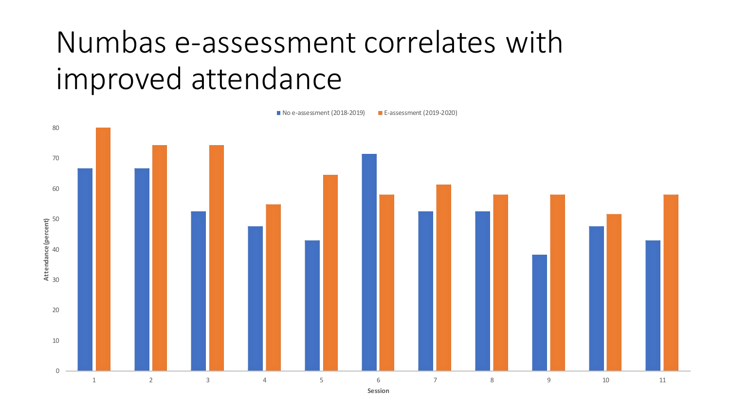# Numbas e-assessment correlates with improved attendance

No e-assessment (2018-2019) | E-assessment (2019-2020)

Attendance (percent)

Session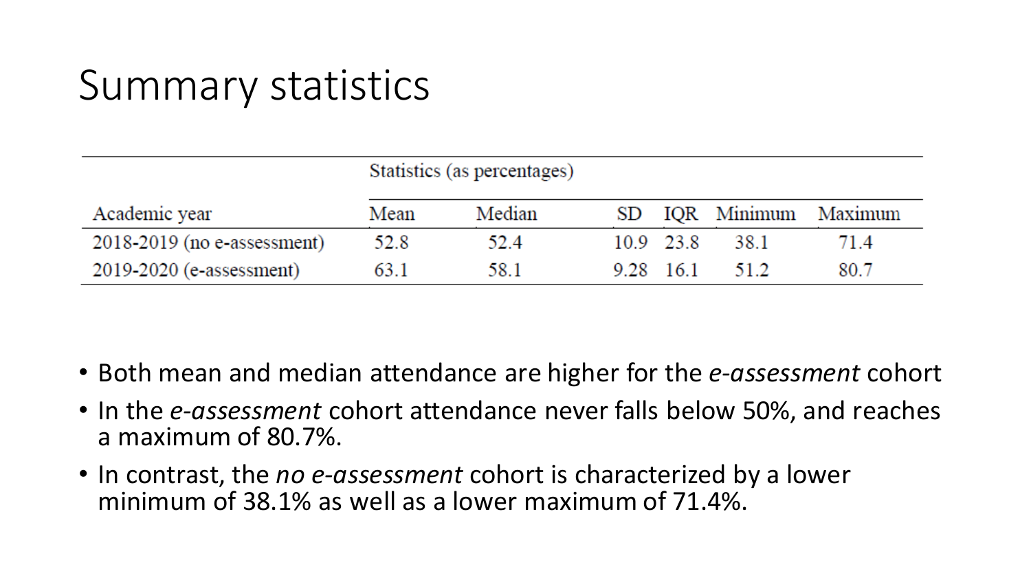# Summary statistics

| | Statistics (as percentages) | | | | | |
|---|---|---|---|---|---|---|
| Academic year | Mean | Median | SD | IQR | Minimum | Maximum |
| 2018-2019 (no e-assessment) | 52.8 | 52.4 | 10.9 | 23.8 | 38.1 | 71.4 |
| 2019-2020 (e-assessment) | 63.1 | 58.1 | 9.28 | 16.1 | 51.2 | 80.7 |

- Both mean and median attendance are higher for the *e-assessment* cohort
- In the *e-assessment* cohort attendance never falls below 50%, and reaches a maximum of 80.7%.
- In contrast, the *no e-assessment* cohort is characterized by a lower minimum of 38.1% as well as a lower maximum of 71.4%.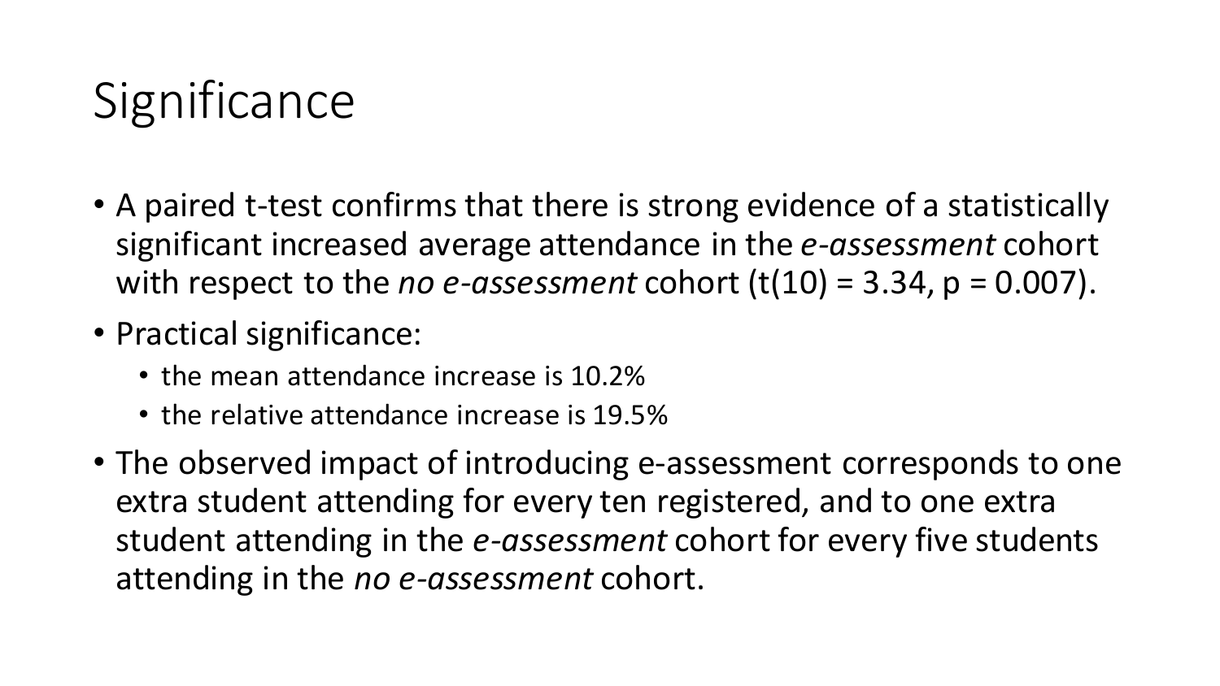# Significance

- A paired t-test confirms that there is strong evidence of a statistically significant increased average attendance in the *e-assessment* cohort with respect to the *no e-assessment* cohort ($t(10) = 3.34$, $p = 0.007$).
- Practical significance:
  - the mean attendance increase is 10.2%
  - the relative attendance increase is 19.5%
- The observed impact of introducing e-assessment corresponds to one extra student attending for every ten registered, and to one extra student attending in the *e-assessment* cohort for every five students attending in the *no e-assessment* cohort.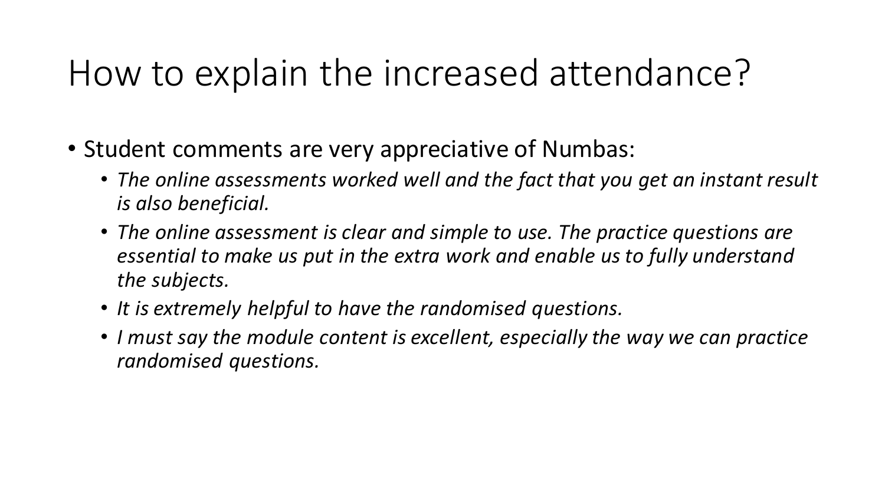# How to explain the increased attendance?

- Student comments are very appreciative of Numbas:
  - *The online assessments worked well and the fact that you get an instant result is also beneficial.*
  - *The online assessment is clear and simple to use. The practice questions are essential to make us put in the extra work and enable us to fully understand the subjects.*
  - *It is extremely helpful to have the randomised questions.*
  - *I must say the module content is excellent, especially the way we can practice randomised questions.*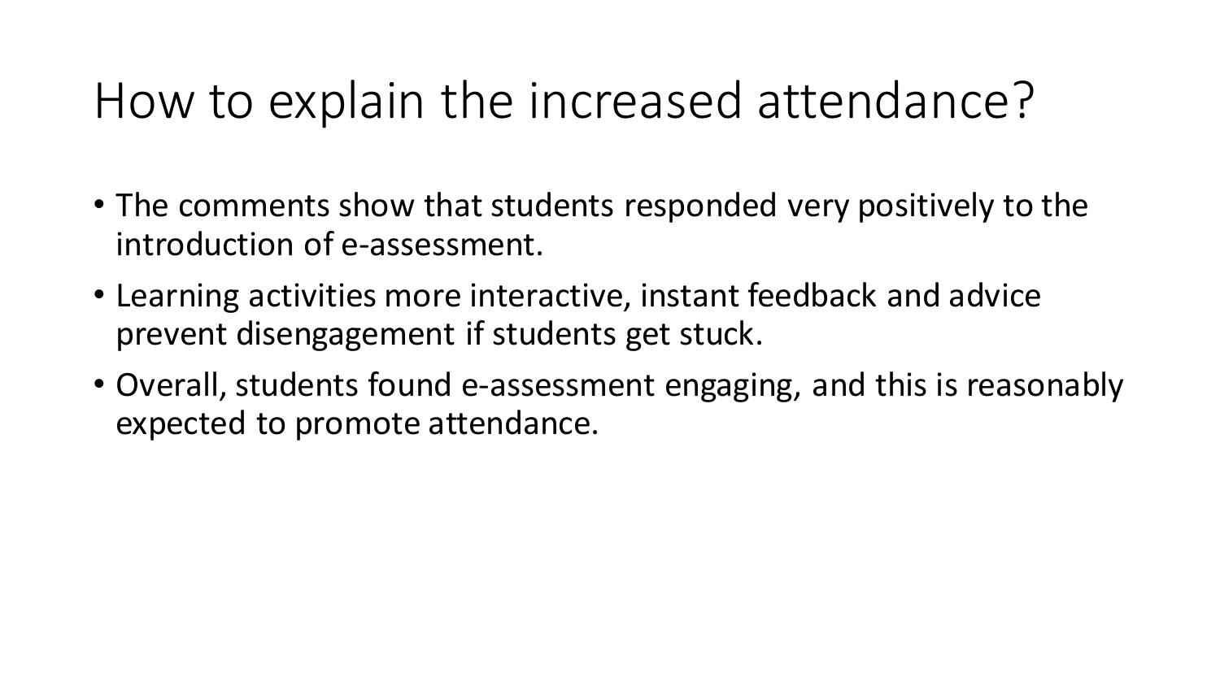# How to explain the increased attendance?

- The comments show that students responded very positively to the introduction of e-assessment.
- Learning activities more interactive, instant feedback and advice prevent disengagement if students get stuck.
- Overall, students found e-assessment engaging, and this is reasonably expected to promote attendance.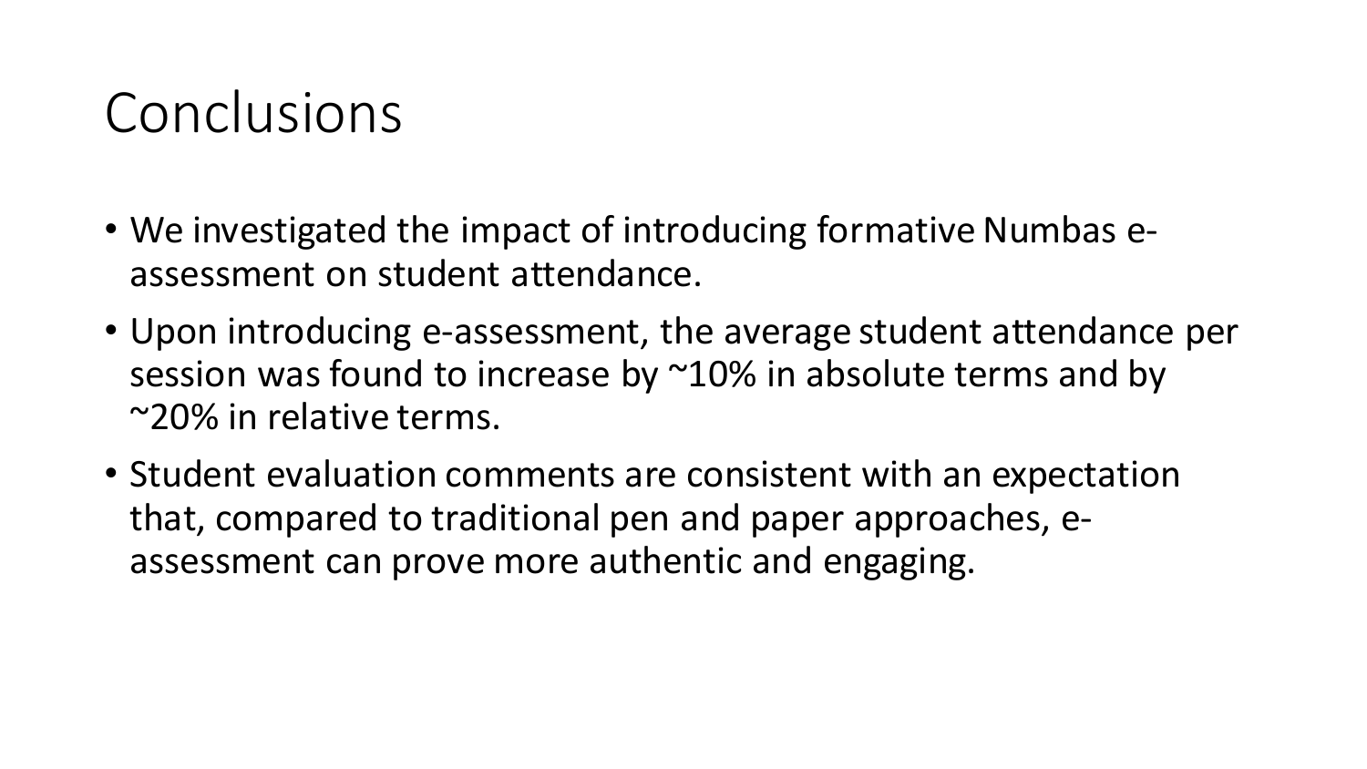# Conclusions

- We investigated the impact of introducing formative Numbas e-assessment on student attendance.
- Upon introducing e-assessment, the average student attendance per session was found to increase by ~10% in absolute terms and by ~20% in relative terms.
- Student evaluation comments are consistent with an expectation that, compared to traditional pen and paper approaches, e-assessment can prove more authentic and engaging.